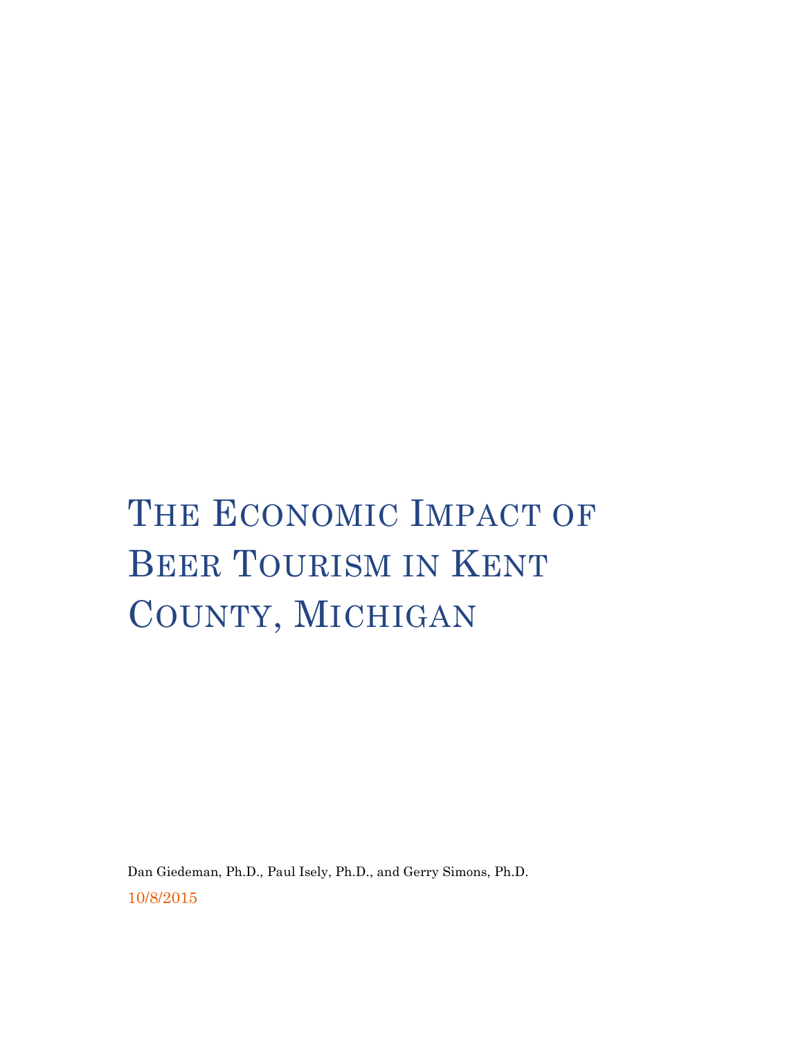# The Economic Impact of Beer Tourism in Kent County, Michigan

Dan Giedeman, Ph.D., Paul Isely, Ph.D., and Gerry Simons, Ph.D.

10/8/2015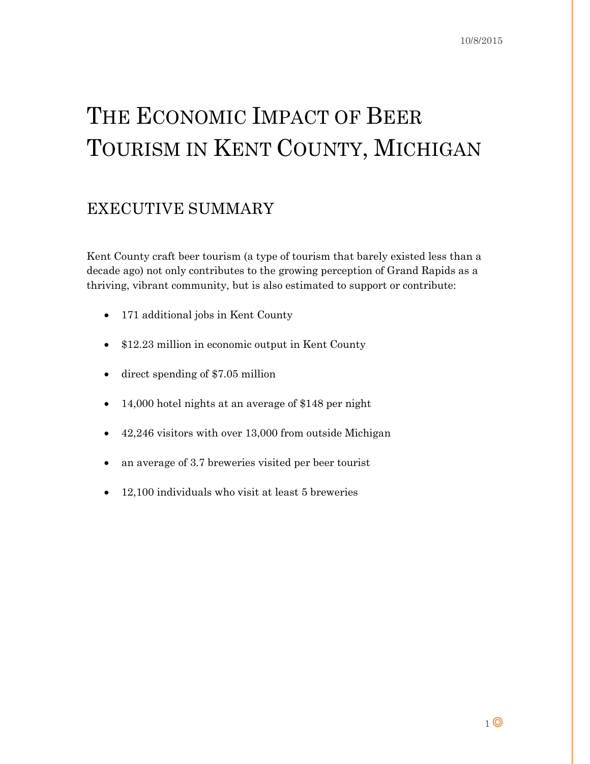# The Economic Impact of Beer Tourism in Kent County, Michigan

## EXECUTIVE SUMMARY

Kent County craft beer tourism (a type of tourism that barely existed less than a decade ago) not only contributes to the growing perception of Grand Rapids as a thriving, vibrant community, but is also estimated to support or contribute:

- 171 additional jobs in Kent County
- $12.23 million in economic output in Kent County
- direct spending of $7.05 million
- 14,000 hotel nights at an average of $148 per night
- 42,246 visitors with over 13,000 from outside Michigan
- an average of 3.7 breweries visited per beer tourist
- 12,100 individuals who visit at least 5 breweries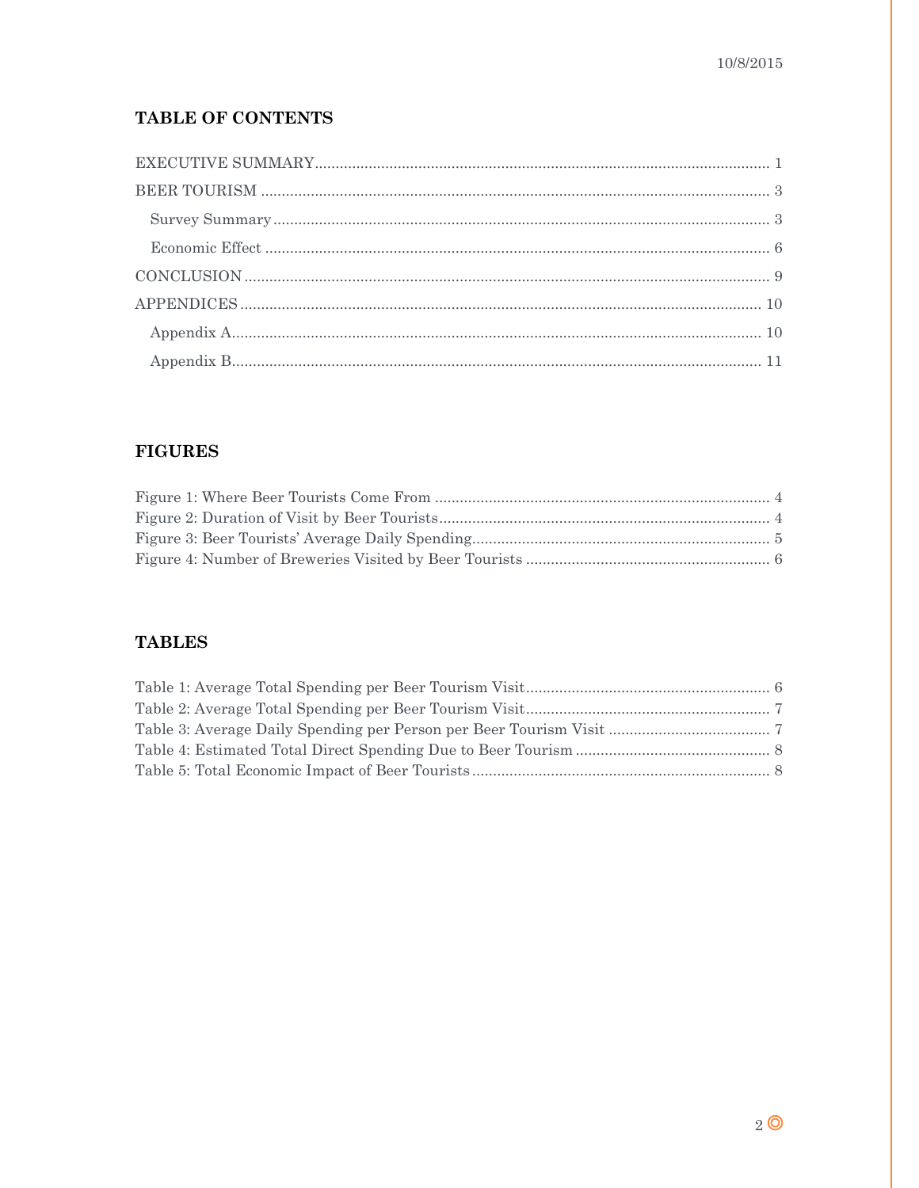## TABLE OF CONTENTS

EXECUTIVE SUMMARY ........................................................................................................ 1

BEER TOURISM .................................................................................................................. 3

- Survey Summary ............................................................................................................. 3
- Economic Effect ............................................................................................................... 6

CONCLUSION ...................................................................................................................... 9

APPENDICES ...................................................................................................................... 10

- Appendix A...................................................................................................................... 10
- Appendix B...................................................................................................................... 11

## FIGURES

Figure 1: Where Beer Tourists Come From ........................................................................ 4
Figure 2: Duration of Visit by Beer Tourists....................................................................... 4
Figure 3: Beer Tourists' Average Daily Spending................................................................ 5
Figure 4: Number of Breweries Visited by Beer Tourists ................................................... 6

## TABLES

Table 1: Average Total Spending per Beer Tourism Visit.................................................... 6
Table 2: Average Total Spending per Beer Tourism Visit.................................................... 7
Table 3: Average Daily Spending per Person per Beer Tourism Visit ................................. 7
Table 4: Estimated Total Direct Spending Due to Beer Tourism ........................................ 8
Table 5: Total Economic Impact of Beer Tourists ............................................................... 8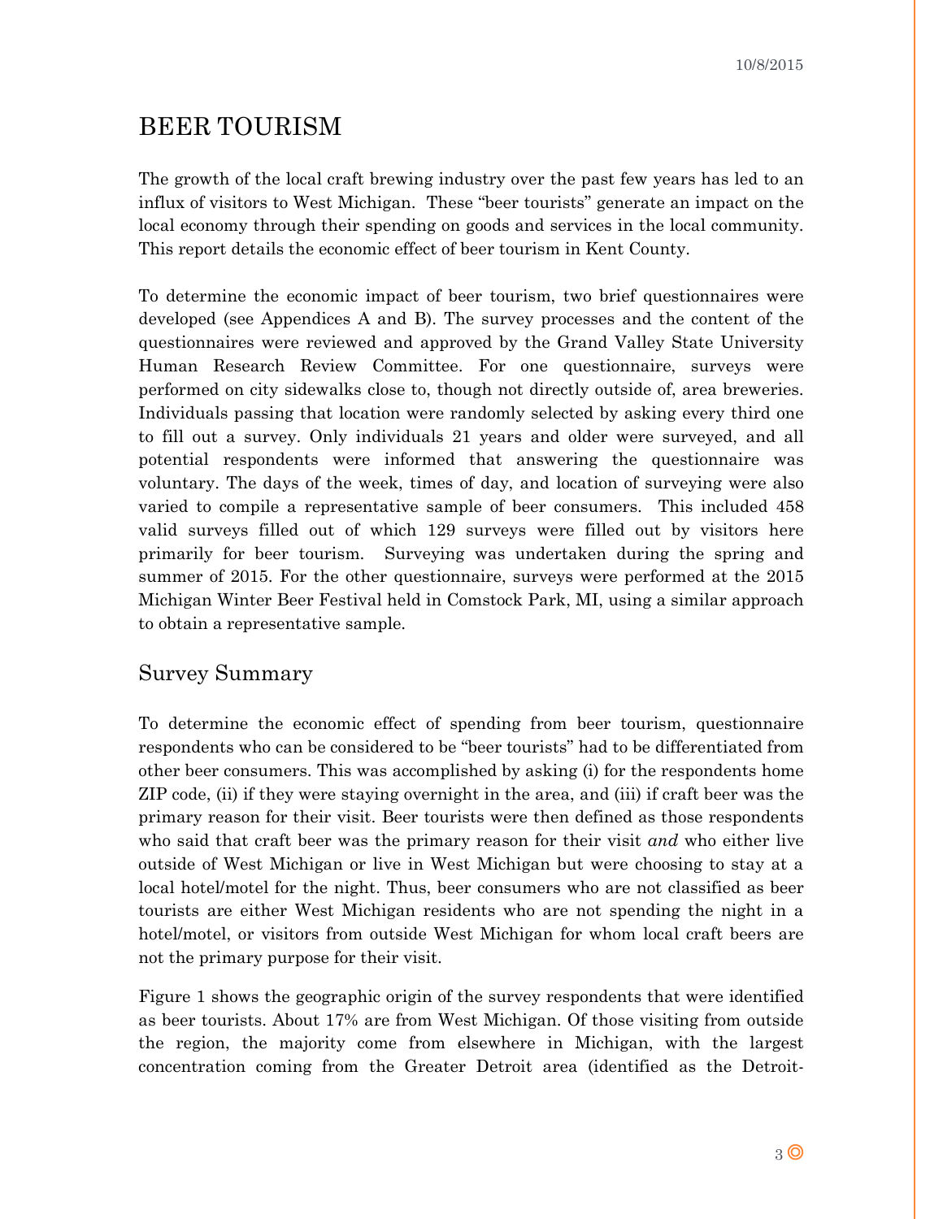# BEER TOURISM

The growth of the local craft brewing industry over the past few years has led to an influx of visitors to West Michigan. These "beer tourists" generate an impact on the local economy through their spending on goods and services in the local community. This report details the economic effect of beer tourism in Kent County.

To determine the economic impact of beer tourism, two brief questionnaires were developed (see Appendices A and B). The survey processes and the content of the questionnaires were reviewed and approved by the Grand Valley State University Human Research Review Committee. For one questionnaire, surveys were performed on city sidewalks close to, though not directly outside of, area breweries. Individuals passing that location were randomly selected by asking every third one to fill out a survey. Only individuals 21 years and older were surveyed, and all potential respondents were informed that answering the questionnaire was voluntary. The days of the week, times of day, and location of surveying were also varied to compile a representative sample of beer consumers. This included 458 valid surveys filled out of which 129 surveys were filled out by visitors here primarily for beer tourism. Surveying was undertaken during the spring and summer of 2015. For the other questionnaire, surveys were performed at the 2015 Michigan Winter Beer Festival held in Comstock Park, MI, using a similar approach to obtain a representative sample.

## Survey Summary

To determine the economic effect of spending from beer tourism, questionnaire respondents who can be considered to be "beer tourists" had to be differentiated from other beer consumers. This was accomplished by asking (i) for the respondents home ZIP code, (ii) if they were staying overnight in the area, and (iii) if craft beer was the primary reason for their visit. Beer tourists were then defined as those respondents who said that craft beer was the primary reason for their visit *and* who either live outside of West Michigan or live in West Michigan but were choosing to stay at a local hotel/motel for the night. Thus, beer consumers who are not classified as beer tourists are either West Michigan residents who are not spending the night in a hotel/motel, or visitors from outside West Michigan for whom local craft beers are not the primary purpose for their visit.

Figure 1 shows the geographic origin of the survey respondents that were identified as beer tourists. About 17% are from West Michigan. Of those visiting from outside the region, the majority come from elsewhere in Michigan, with the largest concentration coming from the Greater Detroit area (identified as the Detroit-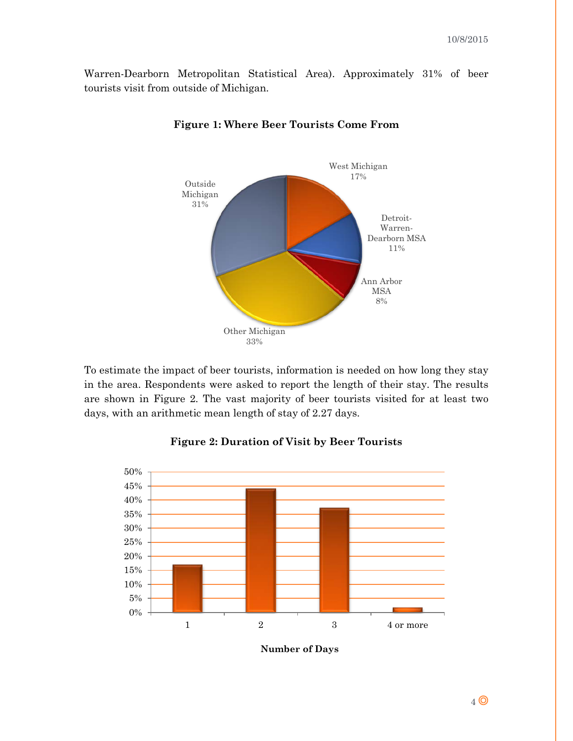Warren-Dearborn Metropolitan Statistical Area). Approximately 31% of beer tourists visit from outside of Michigan.

**Figure 1: Where Beer Tourists Come From**

To estimate the impact of beer tourists, information is needed on how long they stay in the area. Respondents were asked to report the length of their stay. The results are shown in Figure 2. The vast majority of beer tourists visited for at least two days, with an arithmetic mean length of stay of 2.27 days.

**Figure 2: Duration of Visit by Beer Tourists**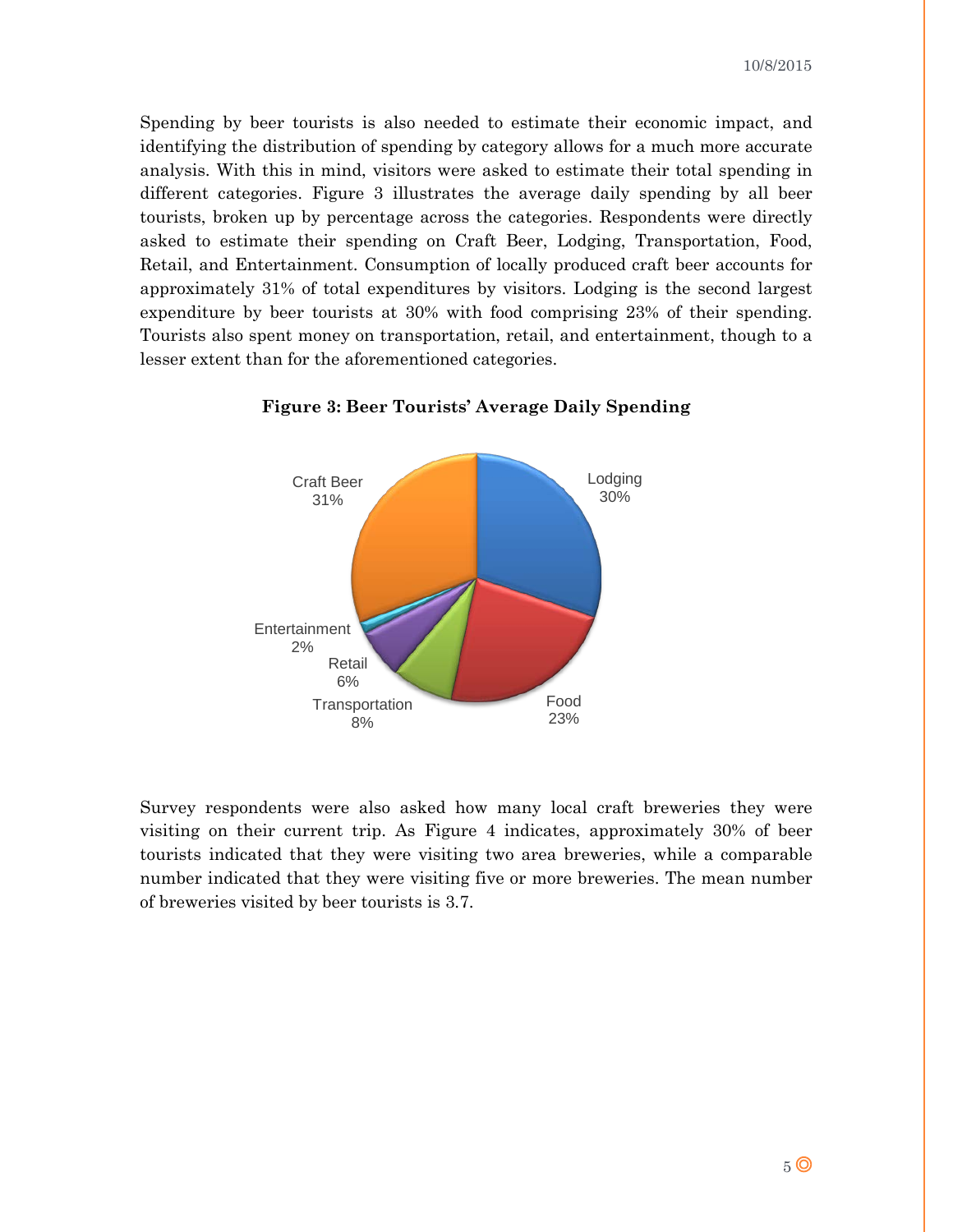Spending by beer tourists is also needed to estimate their economic impact, and identifying the distribution of spending by category allows for a much more accurate analysis. With this in mind, visitors were asked to estimate their total spending in different categories. Figure 3 illustrates the average daily spending by all beer tourists, broken up by percentage across the categories. Respondents were directly asked to estimate their spending on Craft Beer, Lodging, Transportation, Food, Retail, and Entertainment. Consumption of locally produced craft beer accounts for approximately 31% of total expenditures by visitors. Lodging is the second largest expenditure by beer tourists at 30% with food comprising 23% of their spending. Tourists also spent money on transportation, retail, and entertainment, though to a lesser extent than for the aforementioned categories.

**Figure 3: Beer Tourists' Average Daily Spending**

| Category | Share |
|---|---|
| Craft Beer | 31% |
| Lodging | 30% |
| Food | 23% |
| Transportation | 8% |
| Retail | 6% |
| Entertainment | 2% |

Survey respondents were also asked how many local craft breweries they were visiting on their current trip. As Figure 4 indicates, approximately 30% of beer tourists indicated that they were visiting two area breweries, while a comparable number indicated that they were visiting five or more breweries. The mean number of breweries visited by beer tourists is 3.7.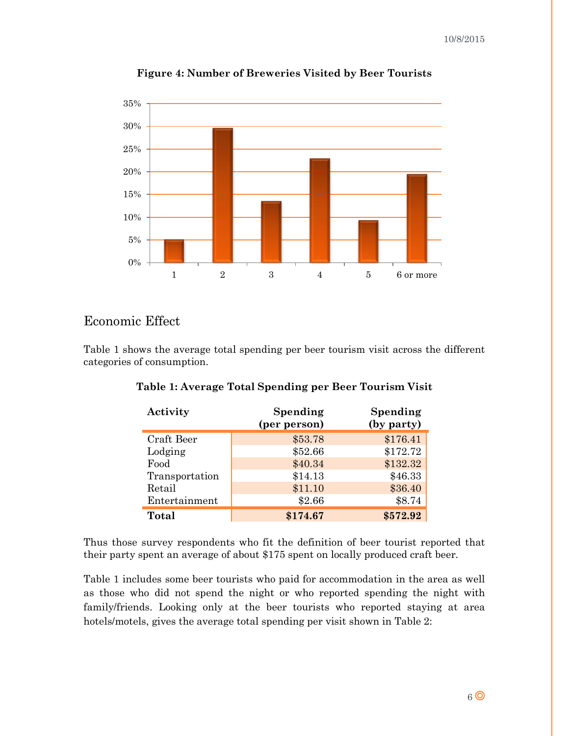**Figure 4: Number of Breweries Visited by Beer Tourists**

## Economic Effect

Table 1 shows the average total spending per beer tourism visit across the different categories of consumption.

**Table 1: Average Total Spending per Beer Tourism Visit**

| Activity | Spending (per person) | Spending (by party) |
|---|---|---|
| Craft Beer | $53.78 | $176.41 |
| Lodging | $52.66 | $172.72 |
| Food | $40.34 | $132.32 |
| Transportation | $14.13 | $46.33 |
| Retail | $11.10 | $36.40 |
| Entertainment | $2.66 | $8.74 |
| **Total** | **$174.67** | **$572.92** |

Thus those survey respondents who fit the definition of beer tourist reported that their party spent an average of about $175 spent on locally produced craft beer.

Table 1 includes some beer tourists who paid for accommodation in the area as well as those who did not spend the night or who reported spending the night with family/friends. Looking only at the beer tourists who reported staying at area hotels/motels, gives the average total spending per visit shown in Table 2: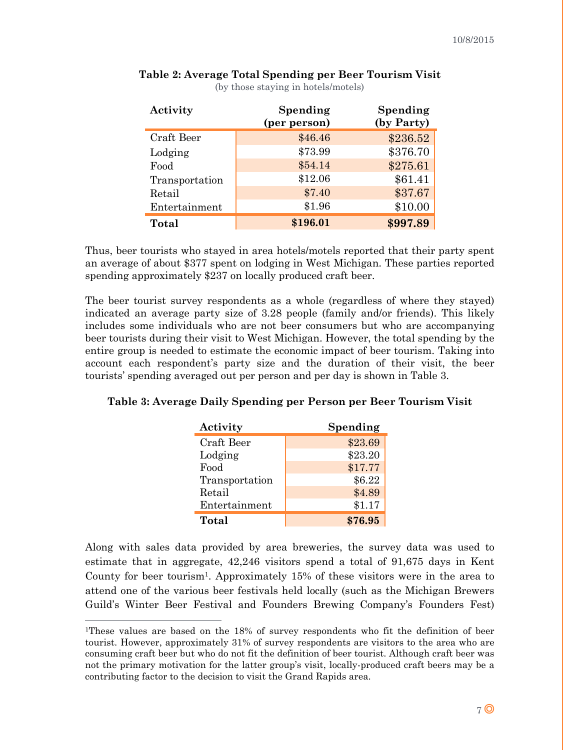**Table 2: Average Total Spending per Beer Tourism Visit**
(by those staying in hotels/motels)

| Activity | Spending (per person) | Spending (by Party) |
|---|---:|---:|
| Craft Beer | $46.46 | $236.52 |
| Lodging | $73.99 | $376.70 |
| Food | $54.14 | $275.61 |
| Transportation | $12.06 | $61.41 |
| Retail | $7.40 | $37.67 |
| Entertainment | $1.96 | $10.00 |
| **Total** | **$196.01** | **$997.89** |

Thus, beer tourists who stayed in area hotels/motels reported that their party spent an average of about $377 spent on lodging in West Michigan. These parties reported spending approximately $237 on locally produced craft beer.

The beer tourist survey respondents as a whole (regardless of where they stayed) indicated an average party size of 3.28 people (family and/or friends). This likely includes some individuals who are not beer consumers but who are accompanying beer tourists during their visit to West Michigan. However, the total spending by the entire group is needed to estimate the economic impact of beer tourism. Taking into account each respondent's party size and the duration of their visit, the beer tourists' spending averaged out per person and per day is shown in Table 3.

**Table 3: Average Daily Spending per Person per Beer Tourism Visit**

| Activity | Spending |
|---|---:|
| Craft Beer | $23.69 |
| Lodging | $23.20 |
| Food | $17.77 |
| Transportation | $6.22 |
| Retail | $4.89 |
| Entertainment | $1.17 |
| **Total** | **$76.95** |

Along with sales data provided by area breweries, the survey data was used to estimate that in aggregate, 42,246 visitors spend a total of 91,675 days in Kent County for beer tourism[1]. Approximately 15% of these visitors were in the area to attend one of the various beer festivals held locally (such as the Michigan Brewers Guild's Winter Beer Festival and Founders Brewing Company's Founders Fest)

[1]These values are based on the 18% of survey respondents who fit the definition of beer tourist. However, approximately 31% of survey respondents are visitors to the area who are consuming craft beer but who do not fit the definition of beer tourist. Although craft beer was not the primary motivation for the latter group's visit, locally-produced craft beers may be a contributing factor to the decision to visit the Grand Rapids area.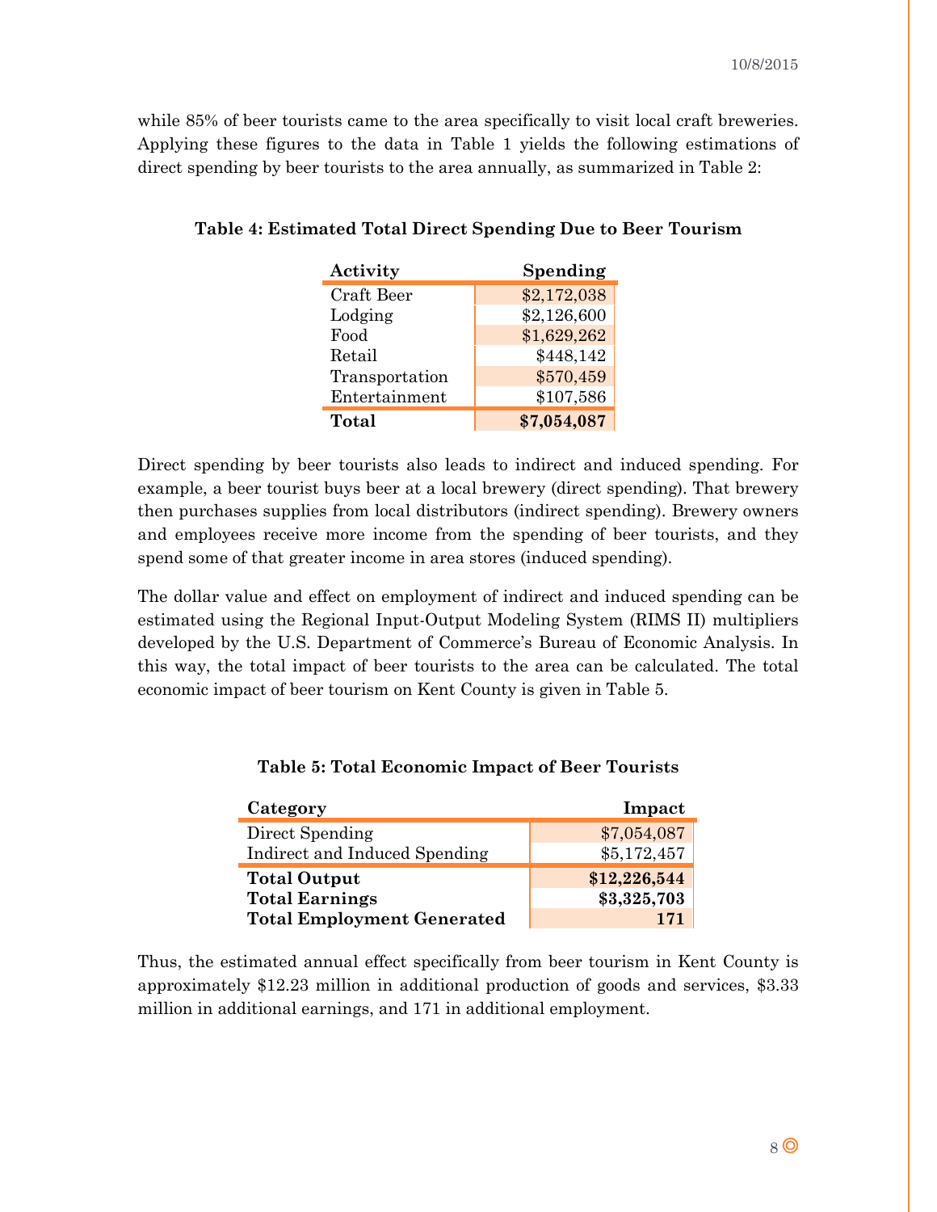while 85% of beer tourists came to the area specifically to visit local craft breweries. Applying these figures to the data in Table 1 yields the following estimations of direct spending by beer tourists to the area annually, as summarized in Table 2:

**Table 4: Estimated Total Direct Spending Due to Beer Tourism**

| Activity | Spending |
|---|---:|
| Craft Beer | $2,172,038 |
| Lodging | $2,126,600 |
| Food | $1,629,262 |
| Retail | $448,142 |
| Transportation | $570,459 |
| Entertainment | $107,586 |
| **Total** | **$7,054,087** |

Direct spending by beer tourists also leads to indirect and induced spending. For example, a beer tourist buys beer at a local brewery (direct spending). That brewery then purchases supplies from local distributors (indirect spending). Brewery owners and employees receive more income from the spending of beer tourists, and they spend some of that greater income in area stores (induced spending).

The dollar value and effect on employment of indirect and induced spending can be estimated using the Regional Input-Output Modeling System (RIMS II) multipliers developed by the U.S. Department of Commerce's Bureau of Economic Analysis. In this way, the total impact of beer tourists to the area can be calculated. The total economic impact of beer tourism on Kent County is given in Table 5.

**Table 5: Total Economic Impact of Beer Tourists**

| Category | Impact |
|---|---:|
| Direct Spending | $7,054,087 |
| Indirect and Induced Spending | $5,172,457 |
| **Total Output** | **$12,226,544** |
| **Total Earnings** | **$3,325,703** |
| **Total Employment Generated** | **171** |

Thus, the estimated annual effect specifically from beer tourism in Kent County is approximately $12.23 million in additional production of goods and services, $3.33 million in additional earnings, and 171 in additional employment.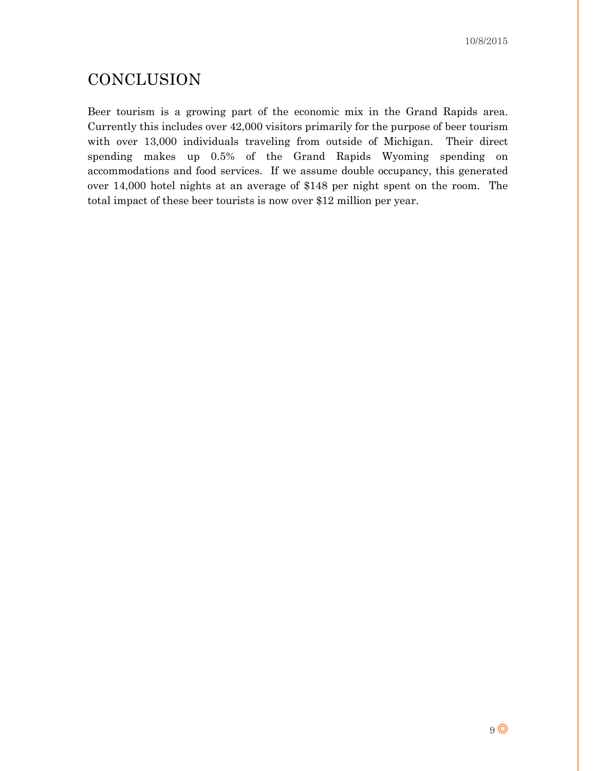# CONCLUSION

Beer tourism is a growing part of the economic mix in the Grand Rapids area. Currently this includes over 42,000 visitors primarily for the purpose of beer tourism with over 13,000 individuals traveling from outside of Michigan. Their direct spending makes up 0.5% of the Grand Rapids Wyoming spending on accommodations and food services. If we assume double occupancy, this generated over 14,000 hotel nights at an average of $148 per night spent on the room. The total impact of these beer tourists is now over $12 million per year.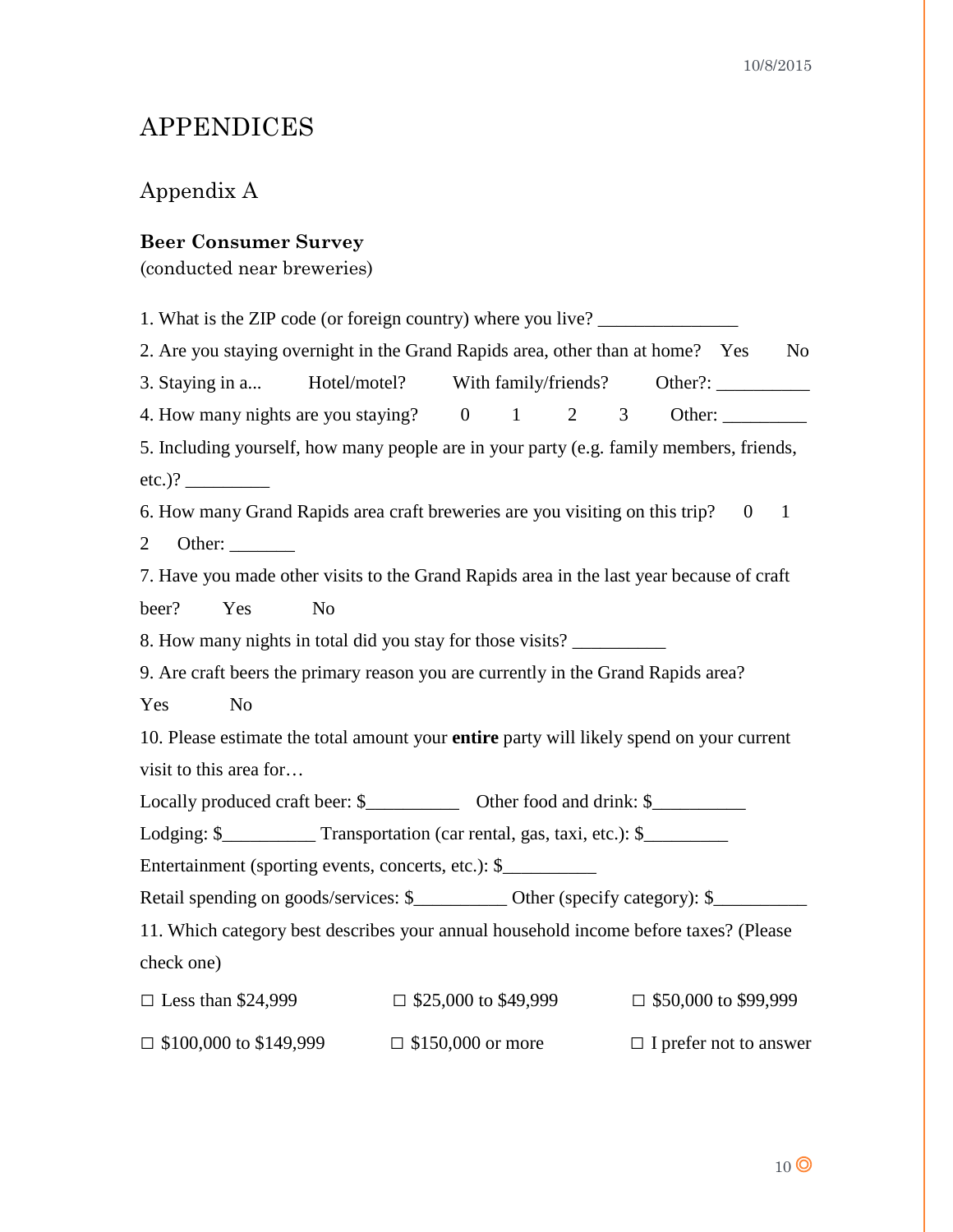# APPENDICES

## Appendix A

**Beer Consumer Survey**
(conducted near breweries)

1. What is the ZIP code (or foreign country) where you live? _______________

2. Are you staying overnight in the Grand Rapids area, other than at home? Yes No

3. Staying in a... Hotel/motel? With family/friends? Other?: __________

4. How many nights are you staying? 0 1 2 3 Other: _________

5. Including yourself, how many people are in your party (e.g. family members, friends, etc.)? _________

6. How many Grand Rapids area craft breweries are you visiting on this trip? 0 1 2 Other: _______

7. Have you made other visits to the Grand Rapids area in the last year because of craft beer? Yes No

8. How many nights in total did you stay for those visits? __________

9. Are craft beers the primary reason you are currently in the Grand Rapids area? Yes No

10. Please estimate the total amount your **entire** party will likely spend on your current visit to this area for…

Locally produced craft beer: $__________ Other food and drink: $__________

Lodging: $__________ Transportation (car rental, gas, taxi, etc.): $_________

Entertainment (sporting events, concerts, etc.): $__________

Retail spending on goods/services: $__________ Other (specify category): $__________

11. Which category best describes your annual household income before taxes? (Please check one)

☐ Less than $24,999 ☐ $25,000 to $49,999 ☐ $50,000 to $99,999

☐ $100,000 to $149,999 ☐ $150,000 or more ☐ I prefer not to answer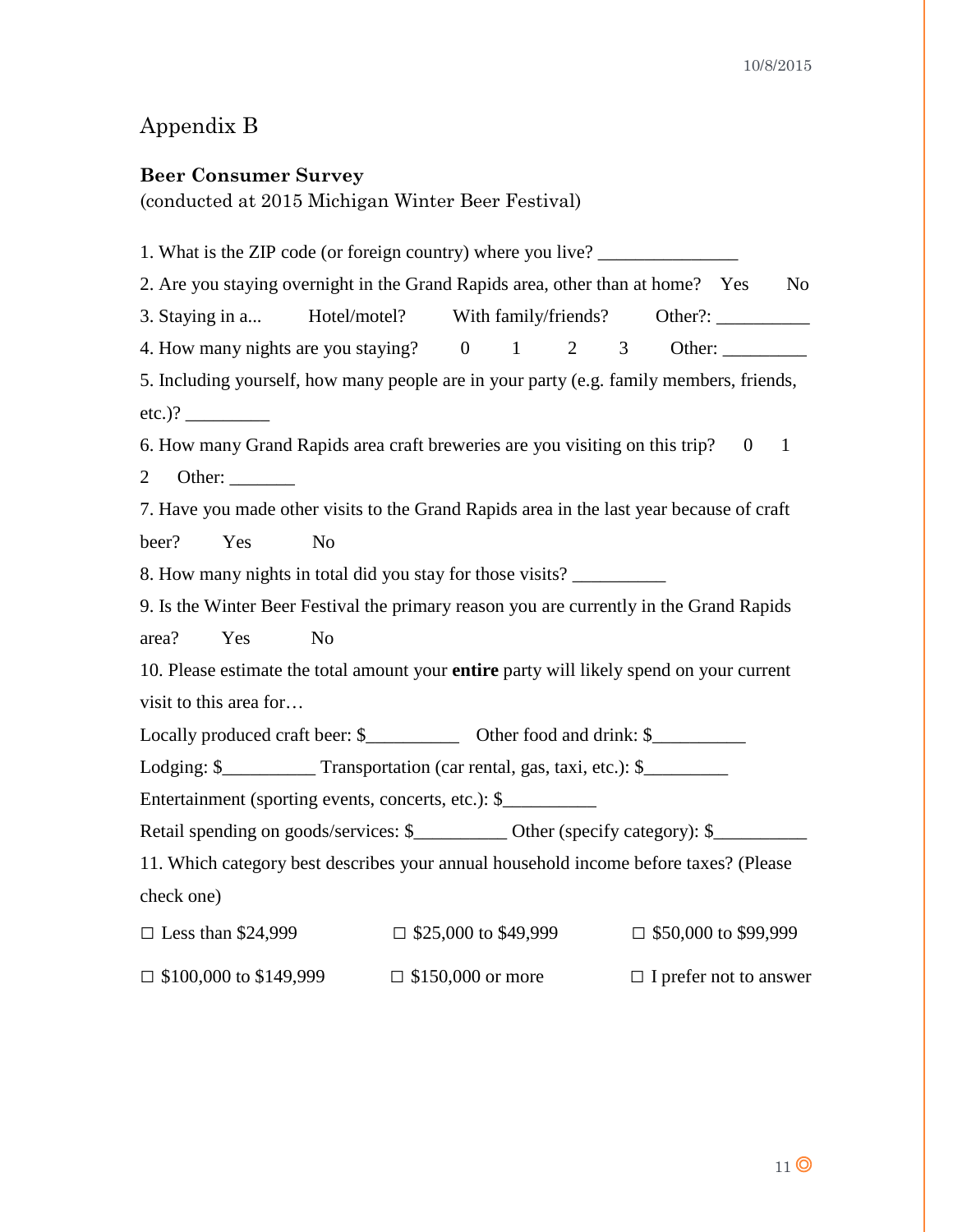# Appendix B

**Beer Consumer Survey**
(conducted at 2015 Michigan Winter Beer Festival)

1. What is the ZIP code (or foreign country) where you live? _______________

2. Are you staying overnight in the Grand Rapids area, other than at home? Yes No

3. Staying in a... Hotel/motel? With family/friends? Other?: __________

4. How many nights are you staying? 0 1 2 3 Other: _________

5. Including yourself, how many people are in your party (e.g. family members, friends, etc.)? _________

6. How many Grand Rapids area craft breweries are you visiting on this trip? 0 1 2 Other: _______

7. Have you made other visits to the Grand Rapids area in the last year because of craft beer? Yes No

8. How many nights in total did you stay for those visits? __________

9. Is the Winter Beer Festival the primary reason you are currently in the Grand Rapids area? Yes No

10. Please estimate the total amount your **entire** party will likely spend on your current visit to this area for…

Locally produced craft beer: $__________ Other food and drink: $__________

Lodging: $__________ Transportation (car rental, gas, taxi, etc.): $_________

Entertainment (sporting events, concerts, etc.): $__________

Retail spending on goods/services: $__________ Other (specify category): $__________

11. Which category best describes your annual household income before taxes? (Please check one)

☐ Less than $24,999 ☐ $25,000 to $49,999 ☐ $50,000 to $99,999

☐ $100,000 to $149,999 ☐ $150,000 or more ☐ I prefer not to answer